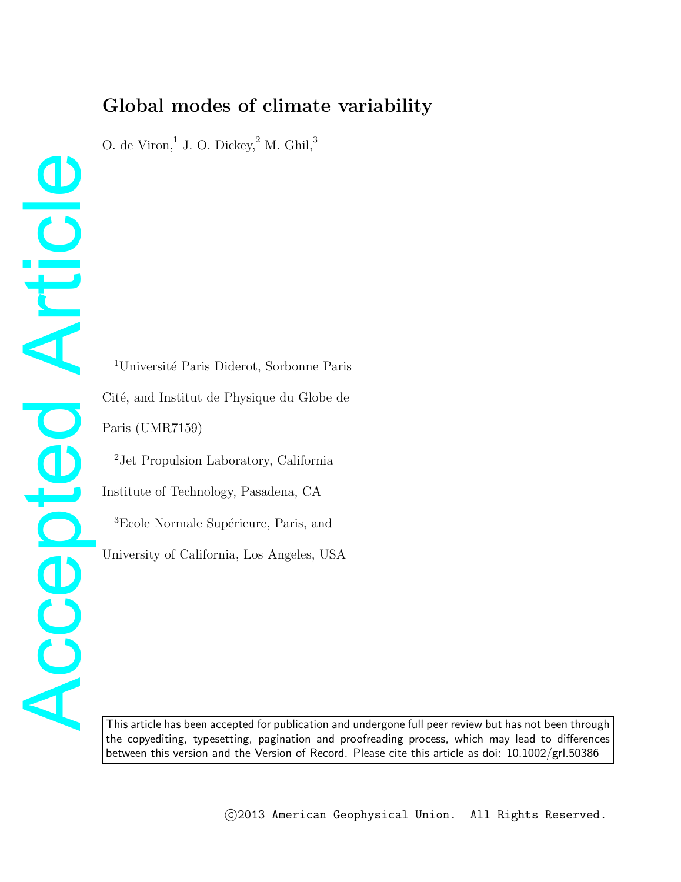# Global modes of climate variability

O. de Viron,[1] J. O. Dickey,[2] M. Ghil,[3]

---

[1]Université Paris Diderot, Sorbonne Paris Cité, and Institut de Physique du Globe de Paris (UMR7159)

[2]Jet Propulsion Laboratory, California Institute of Technology, Pasadena, CA

[3]Ecole Normale Supérieure, Paris, and University of California, Los Angeles, USA

This article has been accepted for publication and undergone full peer review but has not been through the copyediting, typesetting, pagination and proofreading process, which may lead to differences between this version and the Version of Record. Please cite this article as doi: 10.1002/grl.50386

©2013 American Geophysical Union. All Rights Reserved.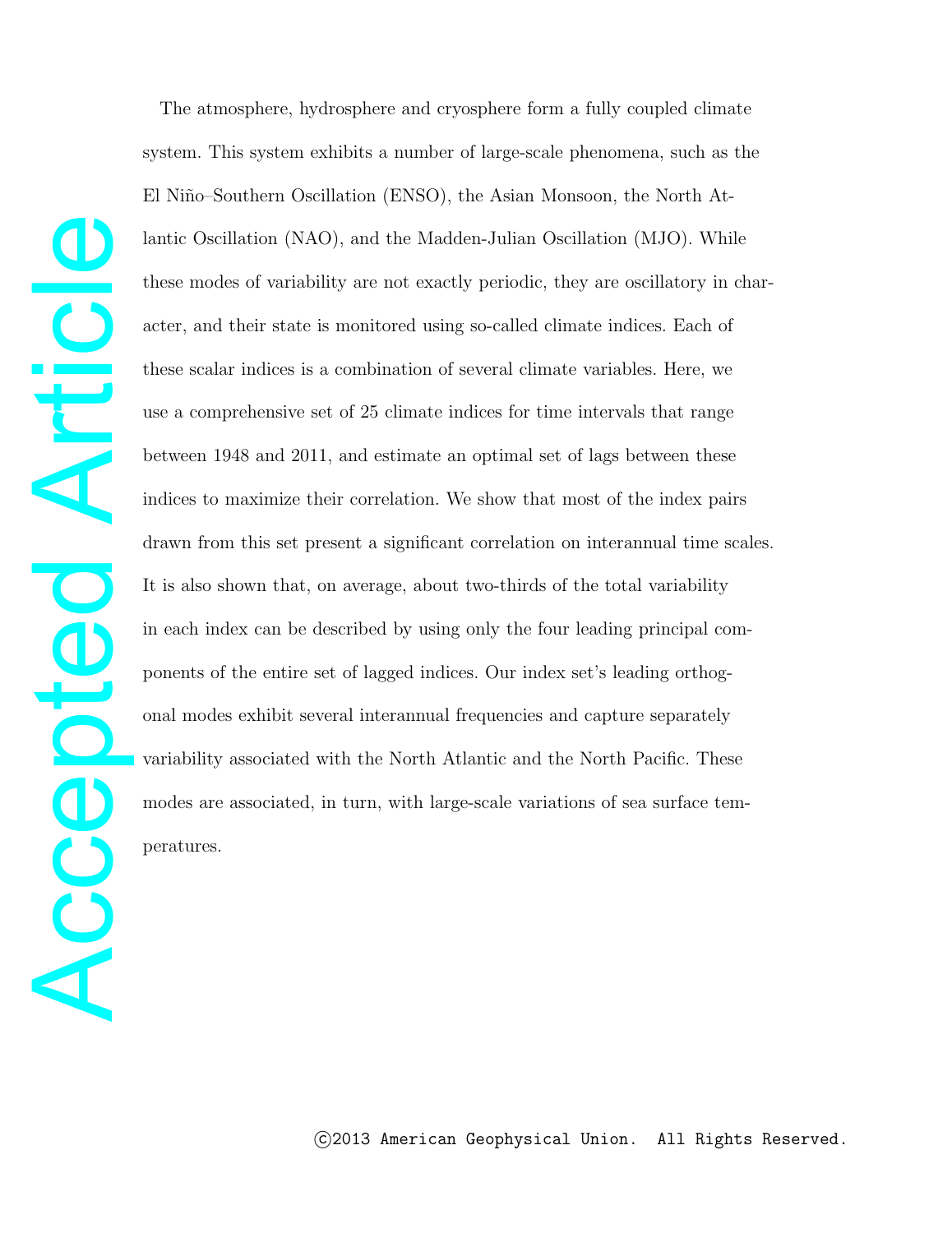The atmosphere, hydrosphere and cryosphere form a fully coupled climate system. This system exhibits a number of large-scale phenomena, such as the El Niño–Southern Oscillation (ENSO), the Asian Monsoon, the North Atlantic Oscillation (NAO), and the Madden-Julian Oscillation (MJO). While these modes of variability are not exactly periodic, they are oscillatory in character, and their state is monitored using so-called climate indices. Each of these scalar indices is a combination of several climate variables. Here, we use a comprehensive set of 25 climate indices for time intervals that range between 1948 and 2011, and estimate an optimal set of lags between these indices to maximize their correlation. We show that most of the index pairs drawn from this set present a significant correlation on interannual time scales. It is also shown that, on average, about two-thirds of the total variability in each index can be described by using only the four leading principal components of the entire set of lagged indices. Our index set's leading orthogonal modes exhibit several interannual frequencies and capture separately variability associated with the North Atlantic and the North Pacific. These modes are associated, in turn, with large-scale variations of sea surface temperatures.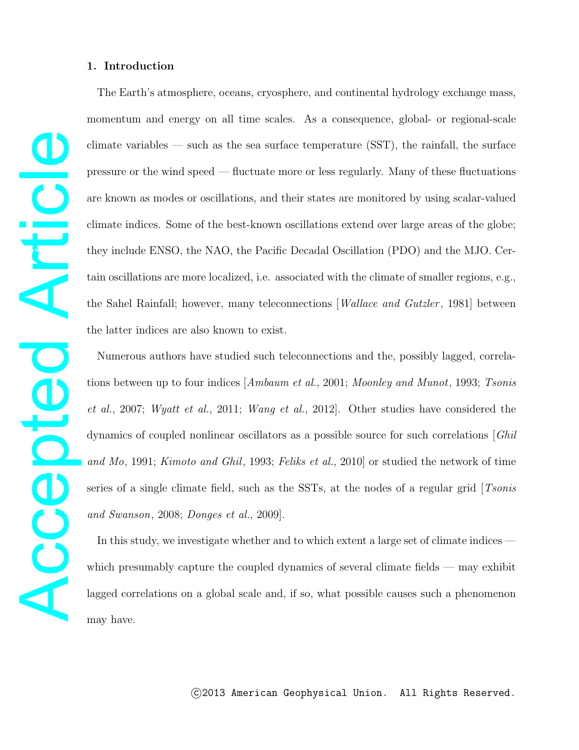## 1. Introduction

The Earth's atmosphere, oceans, cryosphere, and continental hydrology exchange mass, momentum and energy on all time scales. As a consequence, global- or regional-scale climate variables — such as the sea surface temperature (SST), the rainfall, the surface pressure or the wind speed — fluctuate more or less regularly. Many of these fluctuations are known as modes or oscillations, and their states are monitored by using scalar-valued climate indices. Some of the best-known oscillations extend over large areas of the globe; they include ENSO, the NAO, the Pacific Decadal Oscillation (PDO) and the MJO. Certain oscillations are more localized, i.e. associated with the climate of smaller regions, e.g., the Sahel Rainfall; however, many teleconnections [*Wallace and Gutzler*, 1981] between the latter indices are also known to exist.

Numerous authors have studied such teleconnections and the, possibly lagged, correlations between up to four indices [*Ambaum et al.*, 2001; *Moonley and Munot*, 1993; *Tsonis et al.*, 2007; *Wyatt et al.*, 2011; *Wang et al.*, 2012]. Other studies have considered the dynamics of coupled nonlinear oscillators as a possible source for such correlations [*Ghil and Mo*, 1991; *Kimoto and Ghil*, 1993; *Feliks et al.*, 2010] or studied the network of time series of a single climate field, such as the SSTs, at the nodes of a regular grid [*Tsonis and Swanson*, 2008; *Donges et al.*, 2009].

In this study, we investigate whether and to which extent a large set of climate indices — which presumably capture the coupled dynamics of several climate fields — may exhibit lagged correlations on a global scale and, if so, what possible causes such a phenomenon may have.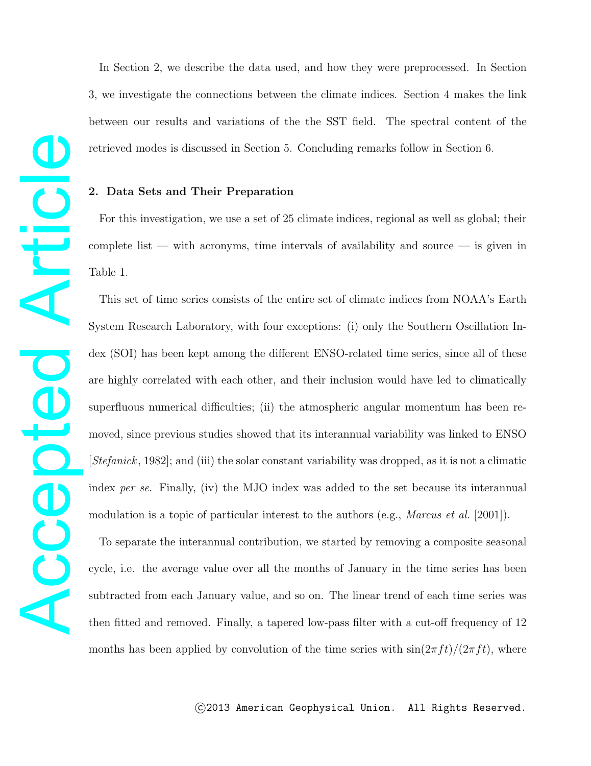In Section 2, we describe the data used, and how they were preprocessed. In Section 3, we investigate the connections between the climate indices. Section 4 makes the link between our results and variations of the the SST field. The spectral content of the retrieved modes is discussed in Section 5. Concluding remarks follow in Section 6.

## 2. Data Sets and Their Preparation

For this investigation, we use a set of 25 climate indices, regional as well as global; their complete list — with acronyms, time intervals of availability and source — is given in Table 1.

This set of time series consists of the entire set of climate indices from NOAA's Earth System Research Laboratory, with four exceptions: (i) only the Southern Oscillation Index (SOI) has been kept among the different ENSO-related time series, since all of these are highly correlated with each other, and their inclusion would have led to climatically superfluous numerical difficulties; (ii) the atmospheric angular momentum has been removed, since previous studies showed that its interannual variability was linked to ENSO [*Stefanick*, 1982]; and (iii) the solar constant variability was dropped, as it is not a climatic index *per se*. Finally, (iv) the MJO index was added to the set because its interannual modulation is a topic of particular interest to the authors (e.g., *Marcus et al.* [2001]).

To separate the interannual contribution, we started by removing a composite seasonal cycle, i.e. the average value over all the months of January in the time series has been subtracted from each January value, and so on. The linear trend of each time series was then fitted and removed. Finally, a tapered low-pass filter with a cut-off frequency of 12 months has been applied by convolution of the time series with $\sin(2\pi ft)/(2\pi ft)$, where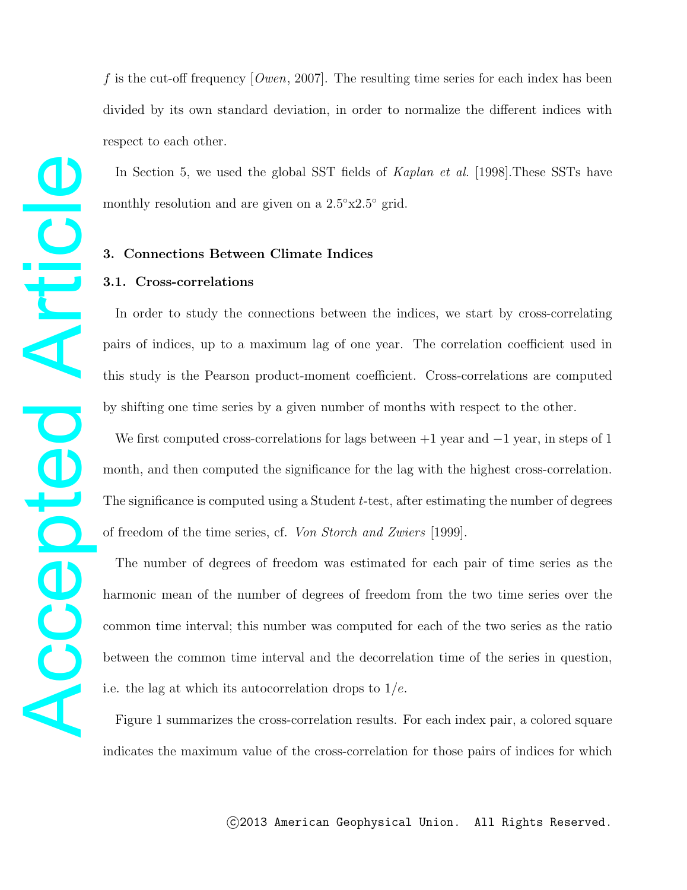$f$ is the cut-off frequency [*Owen*, 2007]. The resulting time series for each index has been divided by its own standard deviation, in order to normalize the different indices with respect to each other.

In Section 5, we used the global SST fields of *Kaplan et al.* [1998].These SSTs have monthly resolution and are given on a 2.5°x2.5° grid.

## 3. Connections Between Climate Indices

### 3.1. Cross-correlations

In order to study the connections between the indices, we start by cross-correlating pairs of indices, up to a maximum lag of one year. The correlation coefficient used in this study is the Pearson product-moment coefficient. Cross-correlations are computed by shifting one time series by a given number of months with respect to the other.

We first computed cross-correlations for lags between +1 year and −1 year, in steps of 1 month, and then computed the significance for the lag with the highest cross-correlation. The significance is computed using a Student $t$-test, after estimating the number of degrees of freedom of the time series, cf. *Von Storch and Zwiers* [1999].

The number of degrees of freedom was estimated for each pair of time series as the harmonic mean of the number of degrees of freedom from the two time series over the common time interval; this number was computed for each of the two series as the ratio between the common time interval and the decorrelation time of the series in question, i.e. the lag at which its autocorrelation drops to $1/e$.

Figure 1 summarizes the cross-correlation results. For each index pair, a colored square indicates the maximum value of the cross-correlation for those pairs of indices for which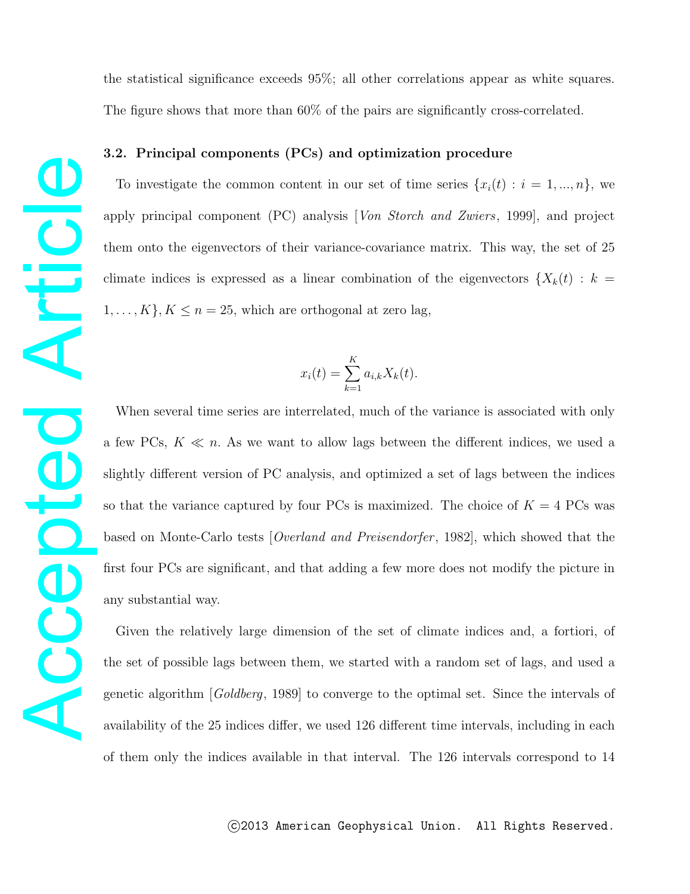the statistical significance exceeds 95%; all other correlations appear as white squares. The figure shows that more than 60% of the pairs are significantly cross-correlated.

### 3.2. Principal components (PCs) and optimization procedure

To investigate the common content in our set of time series $\{x_i(t) : i = 1, ..., n\}$, we apply principal component (PC) analysis [*Von Storch and Zwiers*, 1999], and project them onto the eigenvectors of their variance-covariance matrix. This way, the set of 25 climate indices is expressed as a linear combination of the eigenvectors $\{X_k(t) : k = 1, \ldots, K\}, K \leq n = 25$, which are orthogonal at zero lag,

$$x_i(t) = \sum_{k=1}^{K} a_{i,k} X_k(t).$$

When several time series are interrelated, much of the variance is associated with only a few PCs, $K \ll n$. As we want to allow lags between the different indices, we used a slightly different version of PC analysis, and optimized a set of lags between the indices so that the variance captured by four PCs is maximized. The choice of $K = 4$ PCs was based on Monte-Carlo tests [*Overland and Preisendorfer*, 1982], which showed that the first four PCs are significant, and that adding a few more does not modify the picture in any substantial way.

Given the relatively large dimension of the set of climate indices and, a fortiori, of the set of possible lags between them, we started with a random set of lags, and used a genetic algorithm [*Goldberg*, 1989] to converge to the optimal set. Since the intervals of availability of the 25 indices differ, we used 126 different time intervals, including in each of them only the indices available in that interval. The 126 intervals correspond to 14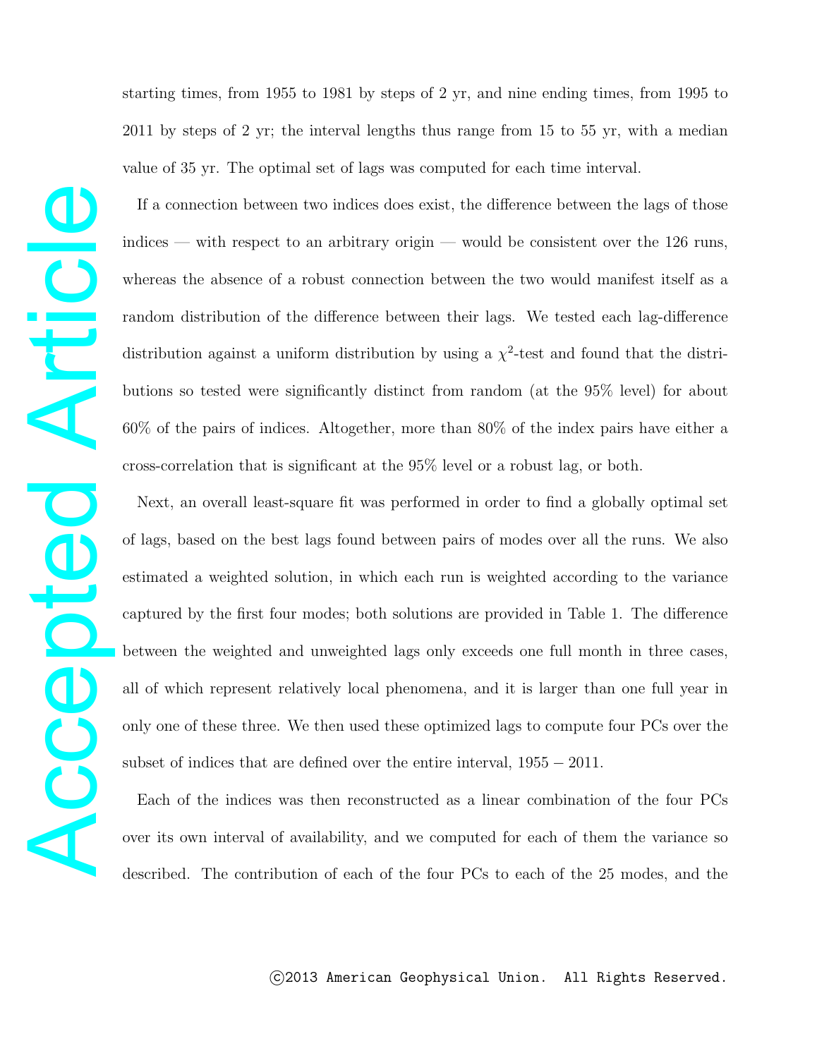starting times, from 1955 to 1981 by steps of 2 yr, and nine ending times, from 1995 to 2011 by steps of 2 yr; the interval lengths thus range from 15 to 55 yr, with a median value of 35 yr. The optimal set of lags was computed for each time interval.

If a connection between two indices does exist, the difference between the lags of those indices — with respect to an arbitrary origin — would be consistent over the 126 runs, whereas the absence of a robust connection between the two would manifest itself as a random distribution of the difference between their lags. We tested each lag-difference distribution against a uniform distribution by using a $\chi^2$-test and found that the distributions so tested were significantly distinct from random (at the 95% level) for about 60% of the pairs of indices. Altogether, more than 80% of the index pairs have either a cross-correlation that is significant at the 95% level or a robust lag, or both.

Next, an overall least-square fit was performed in order to find a globally optimal set of lags, based on the best lags found between pairs of modes over all the runs. We also estimated a weighted solution, in which each run is weighted according to the variance captured by the first four modes; both solutions are provided in Table 1. The difference between the weighted and unweighted lags only exceeds one full month in three cases, all of which represent relatively local phenomena, and it is larger than one full year in only one of these three. We then used these optimized lags to compute four PCs over the subset of indices that are defined over the entire interval, $1955 - 2011$.

Each of the indices was then reconstructed as a linear combination of the four PCs over its own interval of availability, and we computed for each of them the variance so described. The contribution of each of the four PCs to each of the 25 modes, and the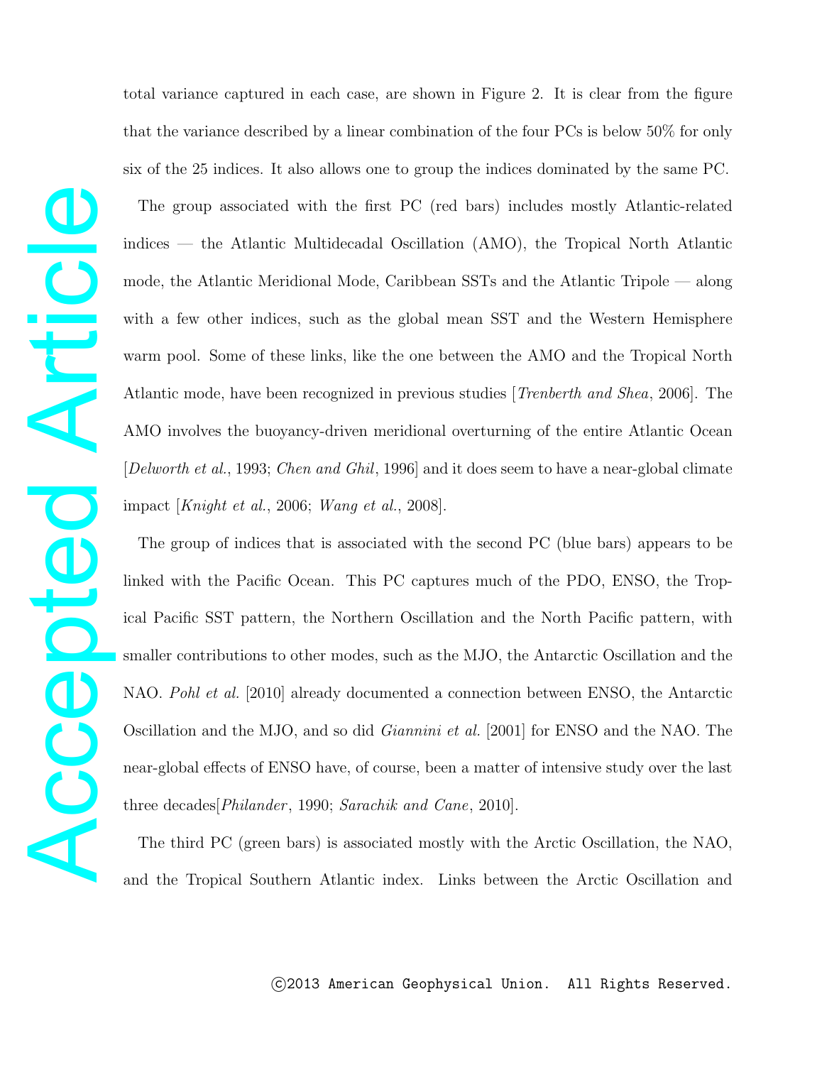total variance captured in each case, are shown in Figure 2. It is clear from the figure that the variance described by a linear combination of the four PCs is below 50% for only six of the 25 indices. It also allows one to group the indices dominated by the same PC.

The group associated with the first PC (red bars) includes mostly Atlantic-related indices — the Atlantic Multidecadal Oscillation (AMO), the Tropical North Atlantic mode, the Atlantic Meridional Mode, Caribbean SSTs and the Atlantic Tripole — along with a few other indices, such as the global mean SST and the Western Hemisphere warm pool. Some of these links, like the one between the AMO and the Tropical North Atlantic mode, have been recognized in previous studies [*Trenberth and Shea*, 2006]. The AMO involves the buoyancy-driven meridional overturning of the entire Atlantic Ocean [*Delworth et al.*, 1993; *Chen and Ghil*, 1996] and it does seem to have a near-global climate impact [*Knight et al.*, 2006; *Wang et al.*, 2008].

The group of indices that is associated with the second PC (blue bars) appears to be linked with the Pacific Ocean. This PC captures much of the PDO, ENSO, the Tropical Pacific SST pattern, the Northern Oscillation and the North Pacific pattern, with smaller contributions to other modes, such as the MJO, the Antarctic Oscillation and the NAO. *Pohl et al.* [2010] already documented a connection between ENSO, the Antarctic Oscillation and the MJO, and so did *Giannini et al.* [2001] for ENSO and the NAO. The near-global effects of ENSO have, of course, been a matter of intensive study over the last three decades[*Philander*, 1990; *Sarachik and Cane*, 2010].

The third PC (green bars) is associated mostly with the Arctic Oscillation, the NAO, and the Tropical Southern Atlantic index. Links between the Arctic Oscillation and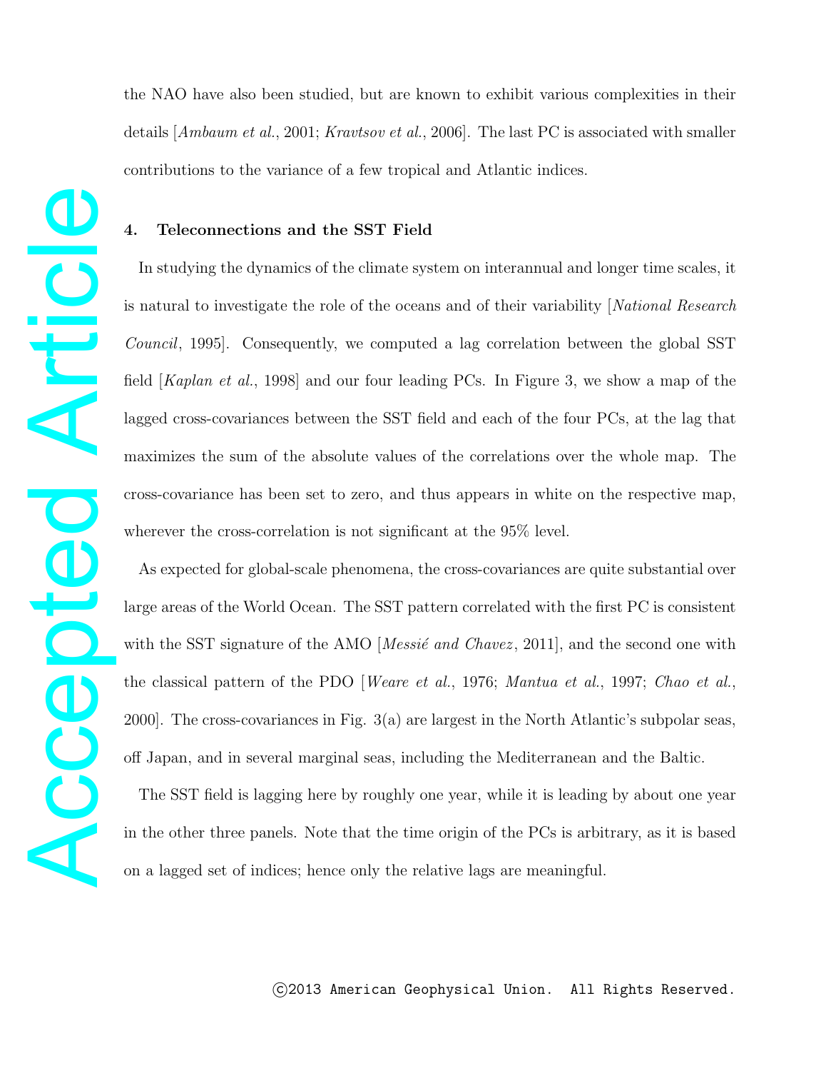the NAO have also been studied, but are known to exhibit various complexities in their details [*Ambaum et al.*, 2001; *Kravtsov et al.*, 2006]. The last PC is associated with smaller contributions to the variance of a few tropical and Atlantic indices.

## 4. Teleconnections and the SST Field

In studying the dynamics of the climate system on interannual and longer time scales, it is natural to investigate the role of the oceans and of their variability [*National Research Council*, 1995]. Consequently, we computed a lag correlation between the global SST field [*Kaplan et al.*, 1998] and our four leading PCs. In Figure 3, we show a map of the lagged cross-covariances between the SST field and each of the four PCs, at the lag that maximizes the sum of the absolute values of the correlations over the whole map. The cross-covariance has been set to zero, and thus appears in white on the respective map, wherever the cross-correlation is not significant at the 95% level.

As expected for global-scale phenomena, the cross-covariances are quite substantial over large areas of the World Ocean. The SST pattern correlated with the first PC is consistent with the SST signature of the AMO [*Messié and Chavez*, 2011], and the second one with the classical pattern of the PDO [*Weare et al.*, 1976; *Mantua et al.*, 1997; *Chao et al.*, 2000]. The cross-covariances in Fig. 3(a) are largest in the North Atlantic's subpolar seas, off Japan, and in several marginal seas, including the Mediterranean and the Baltic.

The SST field is lagging here by roughly one year, while it is leading by about one year in the other three panels. Note that the time origin of the PCs is arbitrary, as it is based on a lagged set of indices; hence only the relative lags are meaningful.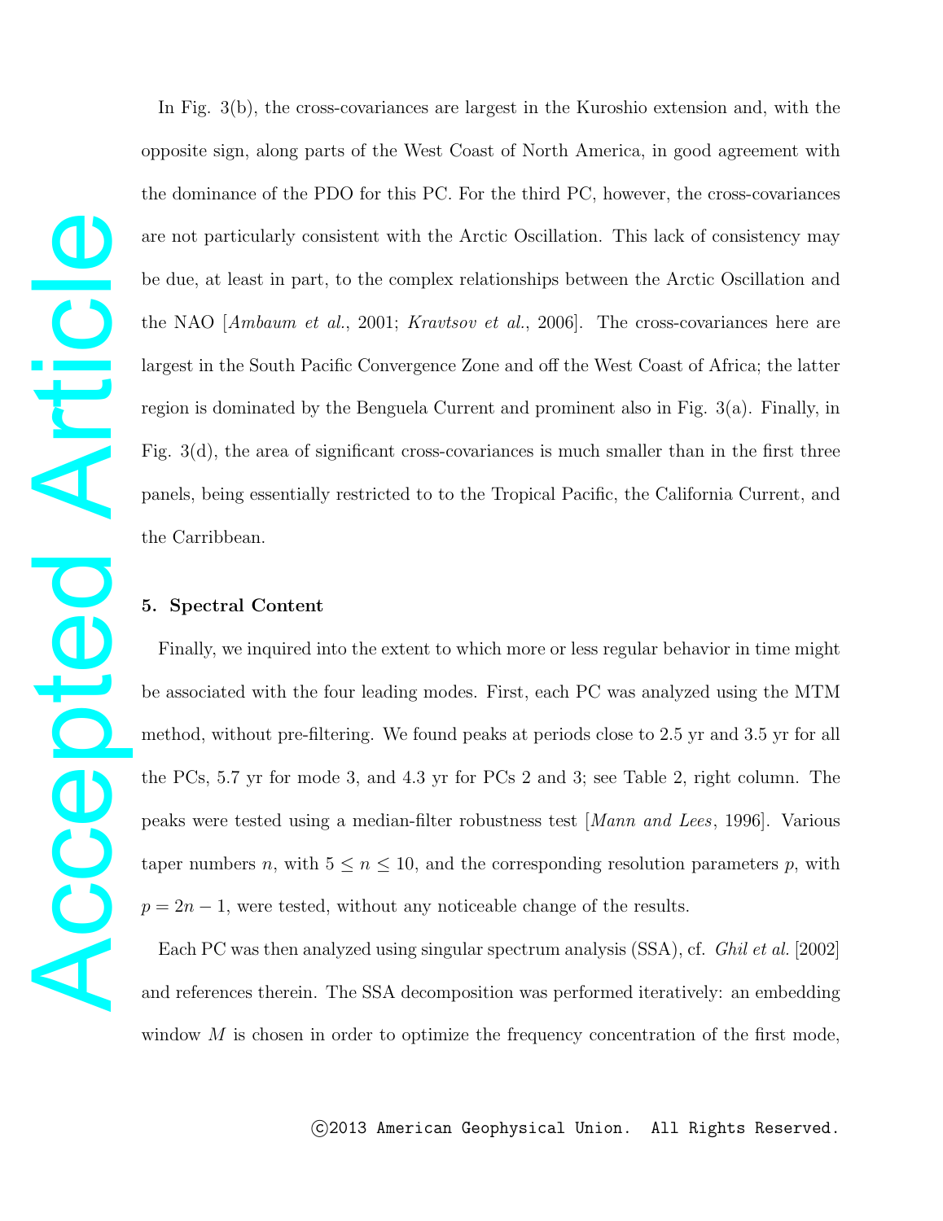In Fig. 3(b), the cross-covariances are largest in the Kuroshio extension and, with the opposite sign, along parts of the West Coast of North America, in good agreement with the dominance of the PDO for this PC. For the third PC, however, the cross-covariances are not particularly consistent with the Arctic Oscillation. This lack of consistency may be due, at least in part, to the complex relationships between the Arctic Oscillation and the NAO [*Ambaum et al.*, 2001; *Kravtsov et al.*, 2006]. The cross-covariances here are largest in the South Pacific Convergence Zone and off the West Coast of Africa; the latter region is dominated by the Benguela Current and prominent also in Fig. 3(a). Finally, in Fig. 3(d), the area of significant cross-covariances is much smaller than in the first three panels, being essentially restricted to to the Tropical Pacific, the California Current, and the Carribbean.

## 5. Spectral Content

Finally, we inquired into the extent to which more or less regular behavior in time might be associated with the four leading modes. First, each PC was analyzed using the MTM method, without pre-filtering. We found peaks at periods close to 2.5 yr and 3.5 yr for all the PCs, 5.7 yr for mode 3, and 4.3 yr for PCs 2 and 3; see Table 2, right column. The peaks were tested using a median-filter robustness test [*Mann and Lees*, 1996]. Various taper numbers $n$, with $5 \leq n \leq 10$, and the corresponding resolution parameters $p$, with $p = 2n - 1$, were tested, without any noticeable change of the results.

Each PC was then analyzed using singular spectrum analysis (SSA), cf. *Ghil et al.* [2002] and references therein. The SSA decomposition was performed iteratively: an embedding window $M$ is chosen in order to optimize the frequency concentration of the first mode,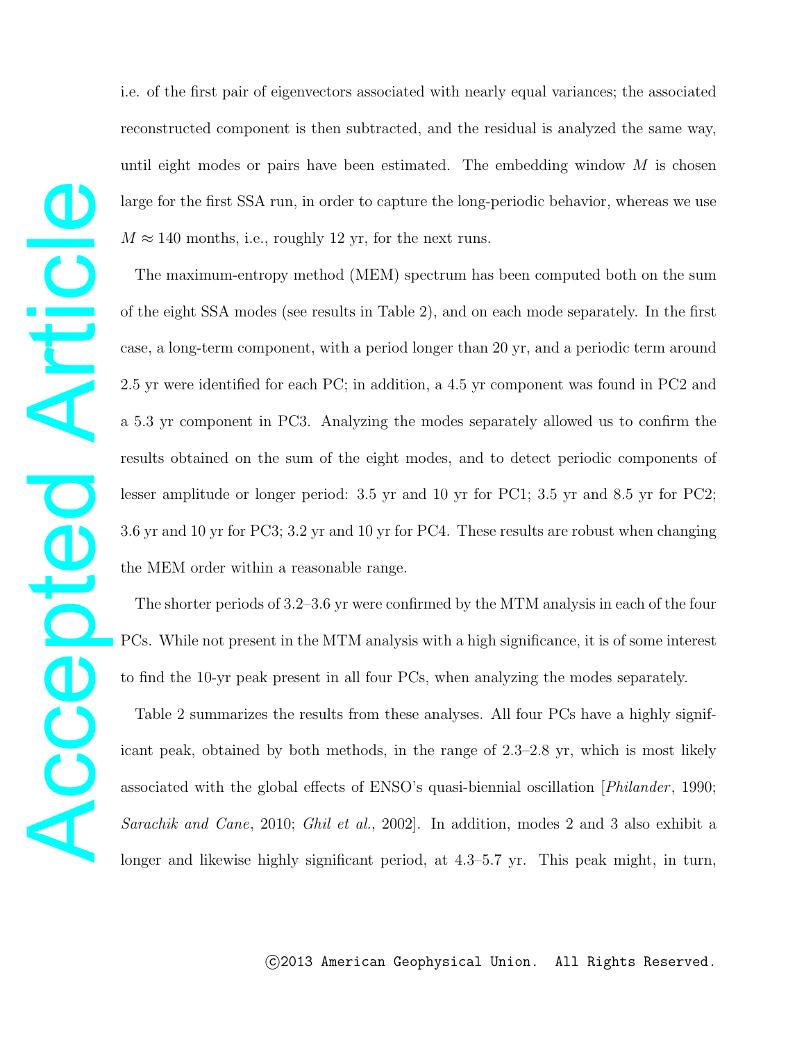i.e. of the first pair of eigenvectors associated with nearly equal variances; the associated reconstructed component is then subtracted, and the residual is analyzed the same way, until eight modes or pairs have been estimated. The embedding window $M$ is chosen large for the first SSA run, in order to capture the long-periodic behavior, whereas we use $M \approx 140$ months, i.e., roughly 12 yr, for the next runs.

The maximum-entropy method (MEM) spectrum has been computed both on the sum of the eight SSA modes (see results in Table 2), and on each mode separately. In the first case, a long-term component, with a period longer than 20 yr, and a periodic term around 2.5 yr were identified for each PC; in addition, a 4.5 yr component was found in PC2 and a 5.3 yr component in PC3. Analyzing the modes separately allowed us to confirm the results obtained on the sum of the eight modes, and to detect periodic components of lesser amplitude or longer period: 3.5 yr and 10 yr for PC1; 3.5 yr and 8.5 yr for PC2; 3.6 yr and 10 yr for PC3; 3.2 yr and 10 yr for PC4. These results are robust when changing the MEM order within a reasonable range.

The shorter periods of 3.2–3.6 yr were confirmed by the MTM analysis in each of the four PCs. While not present in the MTM analysis with a high significance, it is of some interest to find the 10-yr peak present in all four PCs, when analyzing the modes separately.

Table 2 summarizes the results from these analyses. All four PCs have a highly significant peak, obtained by both methods, in the range of 2.3–2.8 yr, which is most likely associated with the global effects of ENSO's quasi-biennial oscillation [*Philander*, 1990; *Sarachik and Cane*, 2010; *Ghil et al.*, 2002]. In addition, modes 2 and 3 also exhibit a longer and likewise highly significant period, at 4.3–5.7 yr. This peak might, in turn,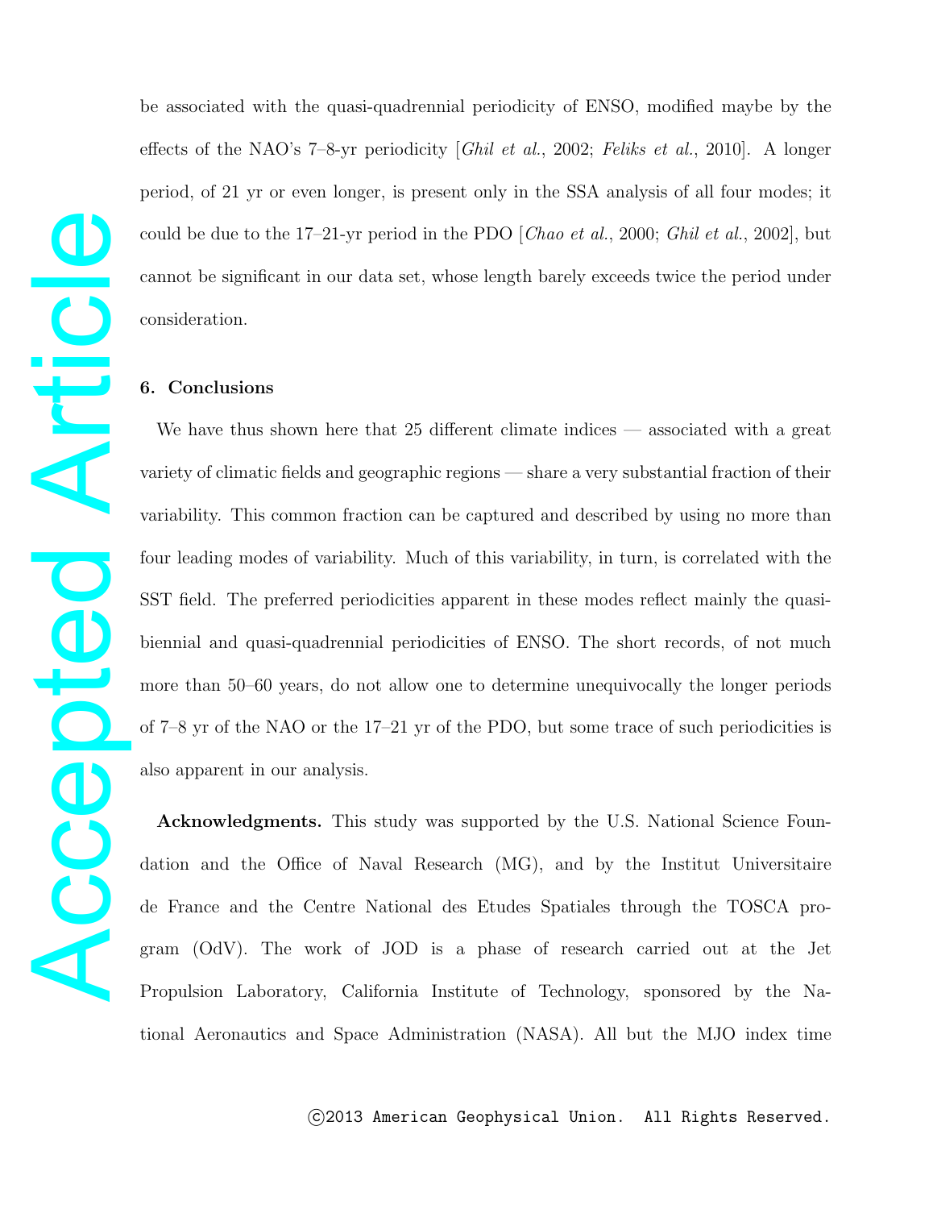be associated with the quasi-quadrennial periodicity of ENSO, modified maybe by the effects of the NAO's 7–8-yr periodicity [*Ghil et al.*, 2002; *Feliks et al.*, 2010]. A longer period, of 21 yr or even longer, is present only in the SSA analysis of all four modes; it could be due to the 17–21-yr period in the PDO [*Chao et al.*, 2000; *Ghil et al.*, 2002], but cannot be significant in our data set, whose length barely exceeds twice the period under consideration.

## 6. Conclusions

We have thus shown here that 25 different climate indices — associated with a great variety of climatic fields and geographic regions — share a very substantial fraction of their variability. This common fraction can be captured and described by using no more than four leading modes of variability. Much of this variability, in turn, is correlated with the SST field. The preferred periodicities apparent in these modes reflect mainly the quasi-biennial and quasi-quadrennial periodicities of ENSO. The short records, of not much more than 50–60 years, do not allow one to determine unequivocally the longer periods of 7–8 yr of the NAO or the 17–21 yr of the PDO, but some trace of such periodicities is also apparent in our analysis.

**Acknowledgments.** This study was supported by the U.S. National Science Foundation and the Office of Naval Research (MG), and by the Institut Universitaire de France and the Centre National des Etudes Spatiales through the TOSCA program (OdV). The work of JOD is a phase of research carried out at the Jet Propulsion Laboratory, California Institute of Technology, sponsored by the National Aeronautics and Space Administration (NASA). All but the MJO index time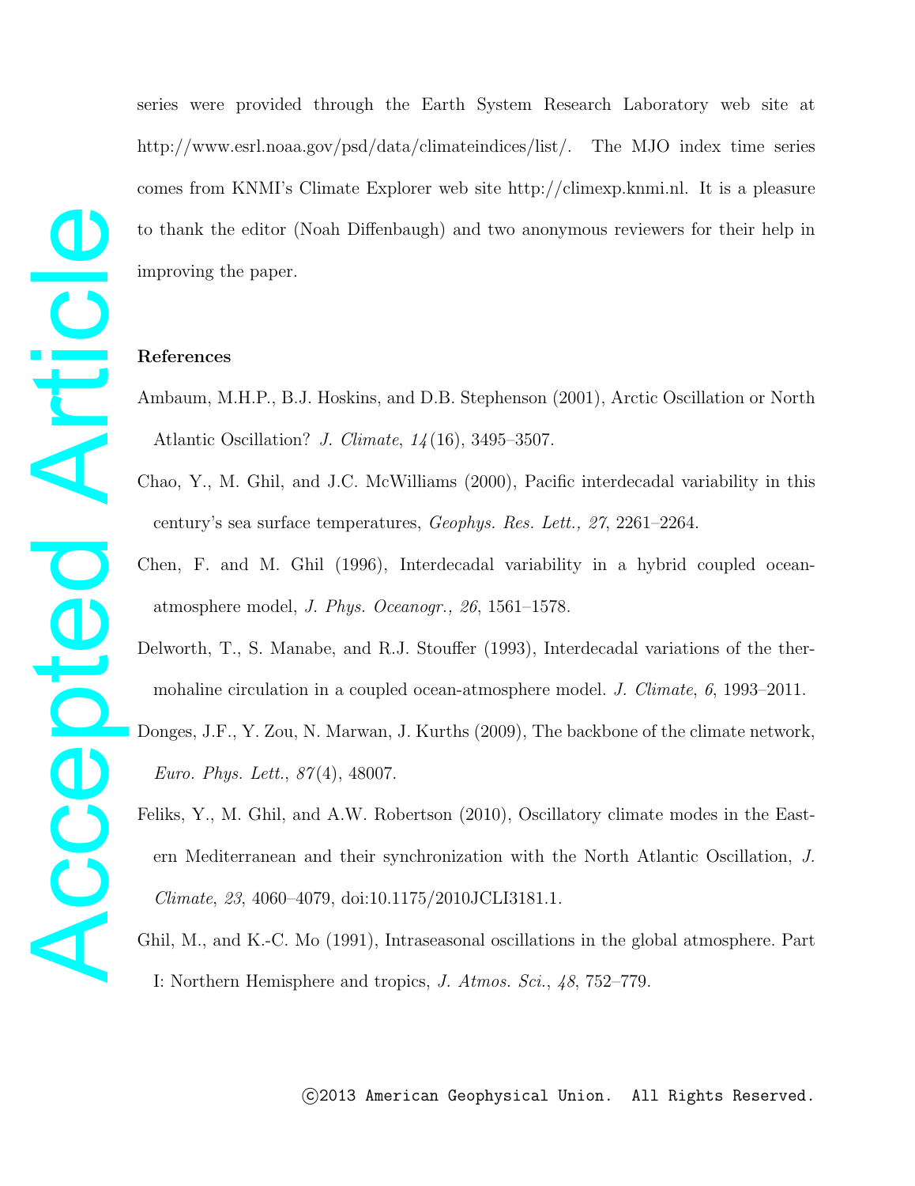series were provided through the Earth System Research Laboratory web site at http://www.esrl.noaa.gov/psd/data/climateindices/list/. The MJO index time series comes from KNMI's Climate Explorer web site http://climexp.knmi.nl. It is a pleasure to thank the editor (Noah Diffenbaugh) and two anonymous reviewers for their help in improving the paper.

**References**

Ambaum, M.H.P., B.J. Hoskins, and D.B. Stephenson (2001), Arctic Oscillation or North Atlantic Oscillation? *J. Climate*, *14*(16), 3495–3507.

Chao, Y., M. Ghil, and J.C. McWilliams (2000), Pacific interdecadal variability in this century's sea surface temperatures, *Geophys. Res. Lett.*, *27*, 2261–2264.

Chen, F. and M. Ghil (1996), Interdecadal variability in a hybrid coupled ocean-atmosphere model, *J. Phys. Oceanogr.*, *26*, 1561–1578.

Delworth, T., S. Manabe, and R.J. Stouffer (1993), Interdecadal variations of the thermohaline circulation in a coupled ocean-atmosphere model. *J. Climate*, *6*, 1993–2011.

Donges, J.F., Y. Zou, N. Marwan, J. Kurths (2009), The backbone of the climate network, *Euro. Phys. Lett.*, *87*(4), 48007.

Feliks, Y., M. Ghil, and A.W. Robertson (2010), Oscillatory climate modes in the Eastern Mediterranean and their synchronization with the North Atlantic Oscillation, *J. Climate*, *23*, 4060–4079, doi:10.1175/2010JCLI3181.1.

Ghil, M., and K.-C. Mo (1991), Intraseasonal oscillations in the global atmosphere. Part I: Northern Hemisphere and tropics, *J. Atmos. Sci.*, *48*, 752–779.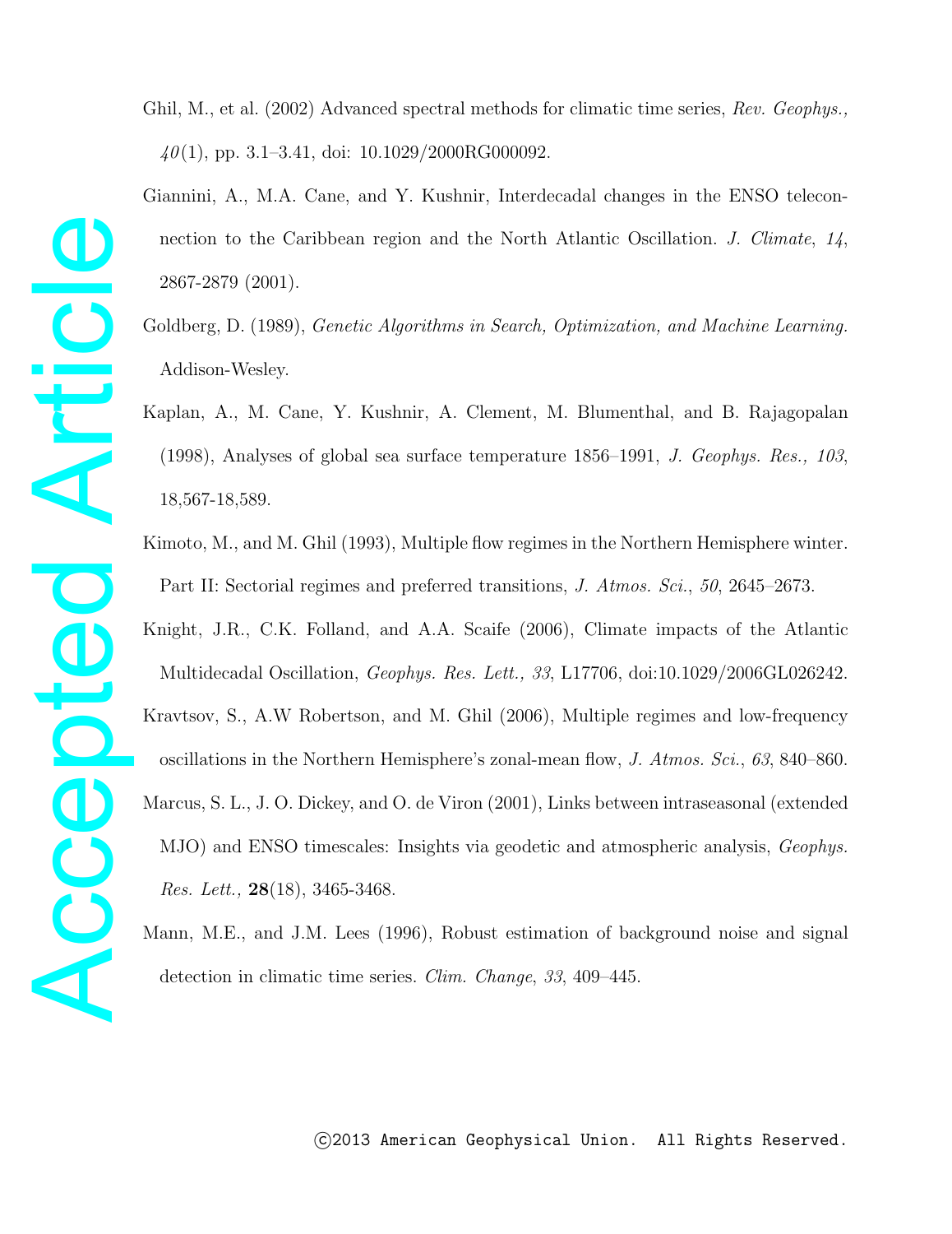Ghil, M., et al. (2002) Advanced spectral methods for climatic time series, *Rev. Geophys., 40*(1), pp. 3.1–3.41, doi: 10.1029/2000RG000092.

Giannini, A., M.A. Cane, and Y. Kushnir, Interdecadal changes in the ENSO teleconnection to the Caribbean region and the North Atlantic Oscillation. *J. Climate*, *14*, 2867-2879 (2001).

Goldberg, D. (1989), *Genetic Algorithms in Search, Optimization, and Machine Learning.* Addison-Wesley.

Kaplan, A., M. Cane, Y. Kushnir, A. Clement, M. Blumenthal, and B. Rajagopalan (1998), Analyses of global sea surface temperature 1856–1991, *J. Geophys. Res., 103*, 18,567-18,589.

Kimoto, M., and M. Ghil (1993), Multiple flow regimes in the Northern Hemisphere winter. Part II: Sectorial regimes and preferred transitions, *J. Atmos. Sci.*, *50*, 2645–2673.

Knight, J.R., C.K. Folland, and A.A. Scaife (2006), Climate impacts of the Atlantic Multidecadal Oscillation, *Geophys. Res. Lett., 33*, L17706, doi:10.1029/2006GL026242.

Kravtsov, S., A.W Robertson, and M. Ghil (2006), Multiple regimes and low-frequency oscillations in the Northern Hemisphere's zonal-mean flow, *J. Atmos. Sci.*, *63*, 840–860.

Marcus, S. L., J. O. Dickey, and O. de Viron (2001), Links between intraseasonal (extended MJO) and ENSO timescales: Insights via geodetic and atmospheric analysis, *Geophys. Res. Lett.,* **28**(18), 3465-3468.

Mann, M.E., and J.M. Lees (1996), Robust estimation of background noise and signal detection in climatic time series. *Clim. Change*, *33*, 409–445.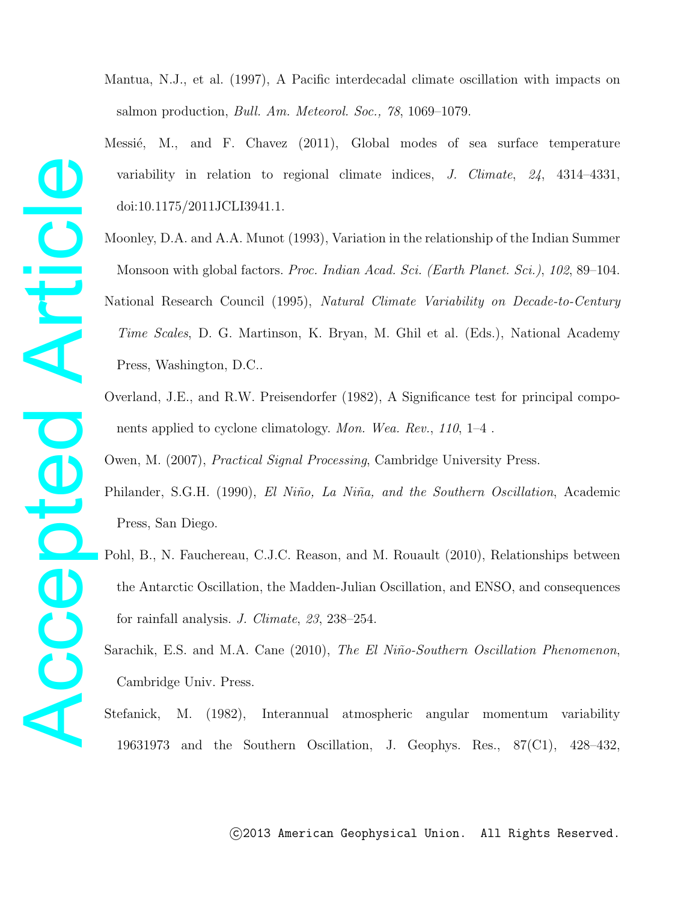Mantua, N.J., et al. (1997), A Pacific interdecadal climate oscillation with impacts on salmon production, *Bull. Am. Meteorol. Soc., 78*, 1069–1079.

Messié, M., and F. Chavez (2011), Global modes of sea surface temperature variability in relation to regional climate indices, *J. Climate*, *24*, 4314–4331, doi:10.1175/2011JCLI3941.1.

Moonley, D.A. and A.A. Munot (1993), Variation in the relationship of the Indian Summer Monsoon with global factors. *Proc. Indian Acad. Sci. (Earth Planet. Sci.)*, *102*, 89–104.

National Research Council (1995), *Natural Climate Variability on Decade-to-Century Time Scales*, D. G. Martinson, K. Bryan, M. Ghil et al. (Eds.), National Academy Press, Washington, D.C..

Overland, J.E., and R.W. Preisendorfer (1982), A Significance test for principal components applied to cyclone climatology. *Mon. Wea. Rev.*, *110*, 1–4 .

Owen, M. (2007), *Practical Signal Processing*, Cambridge University Press.

Philander, S.G.H. (1990), *El Niño, La Niña, and the Southern Oscillation*, Academic Press, San Diego.

Pohl, B., N. Fauchereau, C.J.C. Reason, and M. Rouault (2010), Relationships between the Antarctic Oscillation, the Madden-Julian Oscillation, and ENSO, and consequences for rainfall analysis. *J. Climate*, *23*, 238–254.

Sarachik, E.S. and M.A. Cane (2010), *The El Niño-Southern Oscillation Phenomenon*, Cambridge Univ. Press.

Stefanick, M. (1982), Interannual atmospheric angular momentum variability 19631973 and the Southern Oscillation, J. Geophys. Res., 87(C1), 428–432,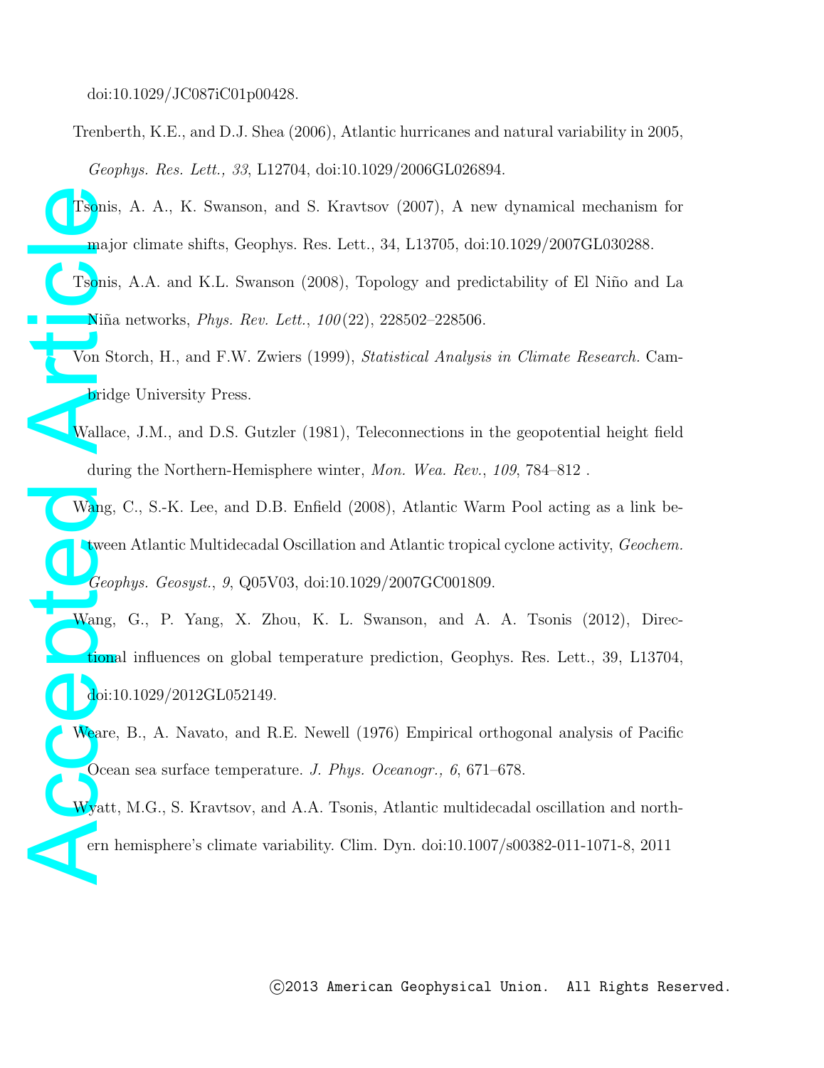doi:10.1029/JC087iC01p00428.

Trenberth, K.E., and D.J. Shea (2006), Atlantic hurricanes and natural variability in 2005, *Geophys. Res. Lett., 33*, L12704, doi:10.1029/2006GL026894.

Tsonis, A. A., K. Swanson, and S. Kravtsov (2007), A new dynamical mechanism for major climate shifts, Geophys. Res. Lett., 34, L13705, doi:10.1029/2007GL030288.

Tsonis, A.A. and K.L. Swanson (2008), Topology and predictability of El Niño and La Niña networks, *Phys. Rev. Lett.*, *100*(22), 228502–228506.

Von Storch, H., and F.W. Zwiers (1999), *Statistical Analysis in Climate Research.* Cambridge University Press.

Wallace, J.M., and D.S. Gutzler (1981), Teleconnections in the geopotential height field during the Northern-Hemisphere winter, *Mon. Wea. Rev.*, *109*, 784–812 .

Wang, C., S.-K. Lee, and D.B. Enfield (2008), Atlantic Warm Pool acting as a link between Atlantic Multidecadal Oscillation and Atlantic tropical cyclone activity, *Geochem. Geophys. Geosyst.*, *9*, Q05V03, doi:10.1029/2007GC001809.

Wang, G., P. Yang, X. Zhou, K. L. Swanson, and A. A. Tsonis (2012), Directional influences on global temperature prediction, Geophys. Res. Lett., 39, L13704, doi:10.1029/2012GL052149.

Weare, B., A. Navato, and R.E. Newell (1976) Empirical orthogonal analysis of Pacific Ocean sea surface temperature. *J. Phys. Oceanogr., 6*, 671–678.

Wyatt, M.G., S. Kravtsov, and A.A. Tsonis, Atlantic multidecadal oscillation and northern hemisphere's climate variability. Clim. Dyn. doi:10.1007/s00382-011-1071-8, 2011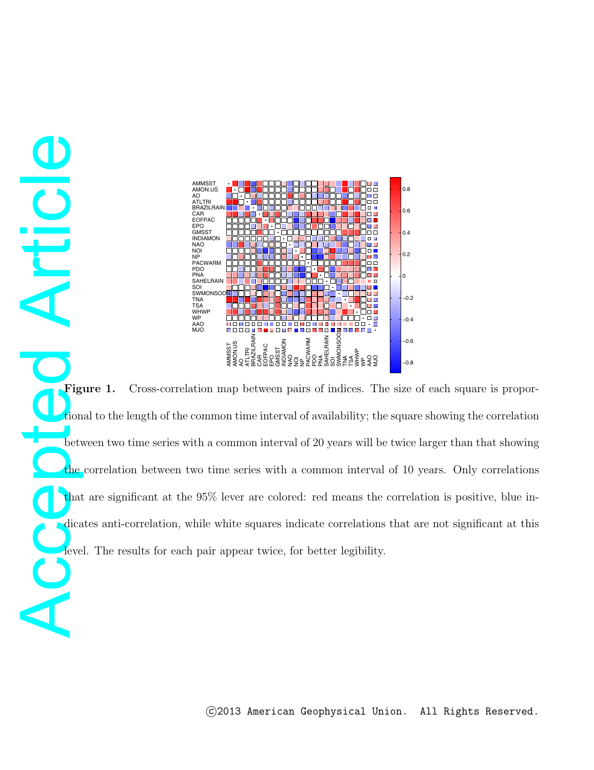**Figure 1.** Cross-correlation map between pairs of indices. The size of each square is proportional to the length of the common time interval of availability; the square showing the correlation between two time series with a common interval of 20 years will be twice larger than that showing the correlation between two time series with a common interval of 10 years. Only correlations that are significant at the 95% lever are colored: red means the correlation is positive, blue indicates anti-correlation, while white squares indicate correlations that are not significant at this level. The results for each pair appear twice, for better legibility.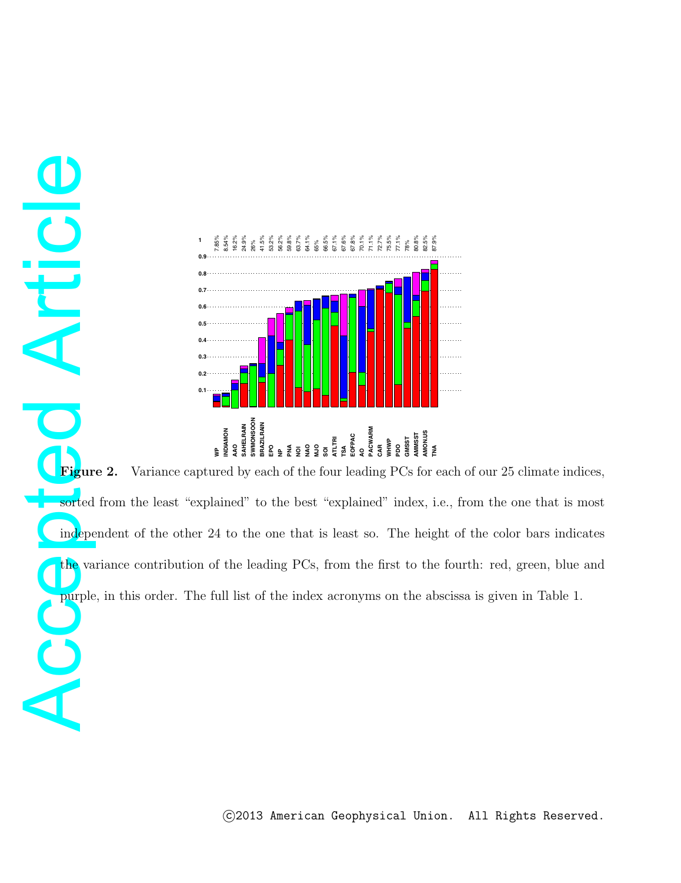**Figure 2.** Variance captured by each of the four leading PCs for each of our 25 climate indices, sorted from the least "explained" to the best "explained" index, i.e., from the one that is most independent of the other 24 to the one that is least so. The height of the color bars indicates the variance contribution of the leading PCs, from the first to the fourth: red, green, blue and purple, in this order. The full list of the index acronyms on the abscissa is given in Table 1.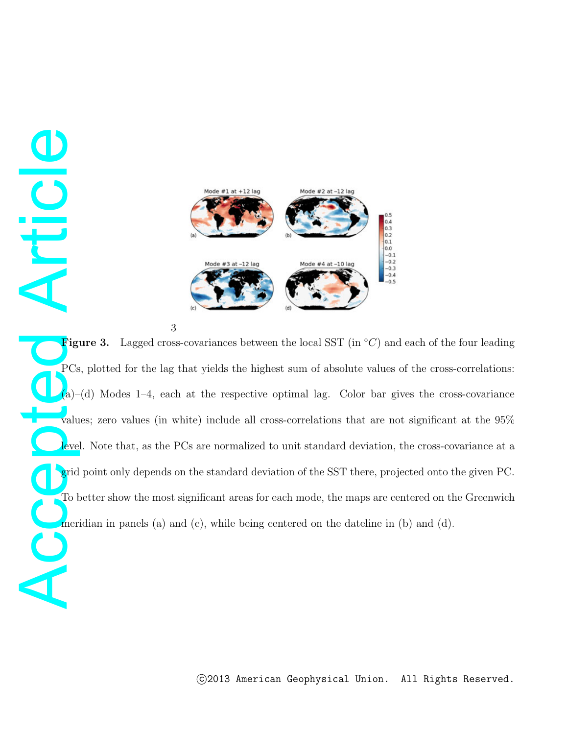**Figure 3.** Lagged cross-covariances between the local SST (in $^{\circ}C$) and each of the four leading PCs, plotted for the lag that yields the highest sum of absolute values of the cross-correlations: (a)–(d) Modes 1–4, each at the respective optimal lag. Color bar gives the cross-covariance values; zero values (in white) include all cross-correlations that are not significant at the 95% level. Note that, as the PCs are normalized to unit standard deviation, the cross-covariance at a grid point only depends on the standard deviation of the SST there, projected onto the given PC. To better show the most significant areas for each mode, the maps are centered on the Greenwich meridian in panels (a) and (c), while being centered on the dateline in (b) and (d).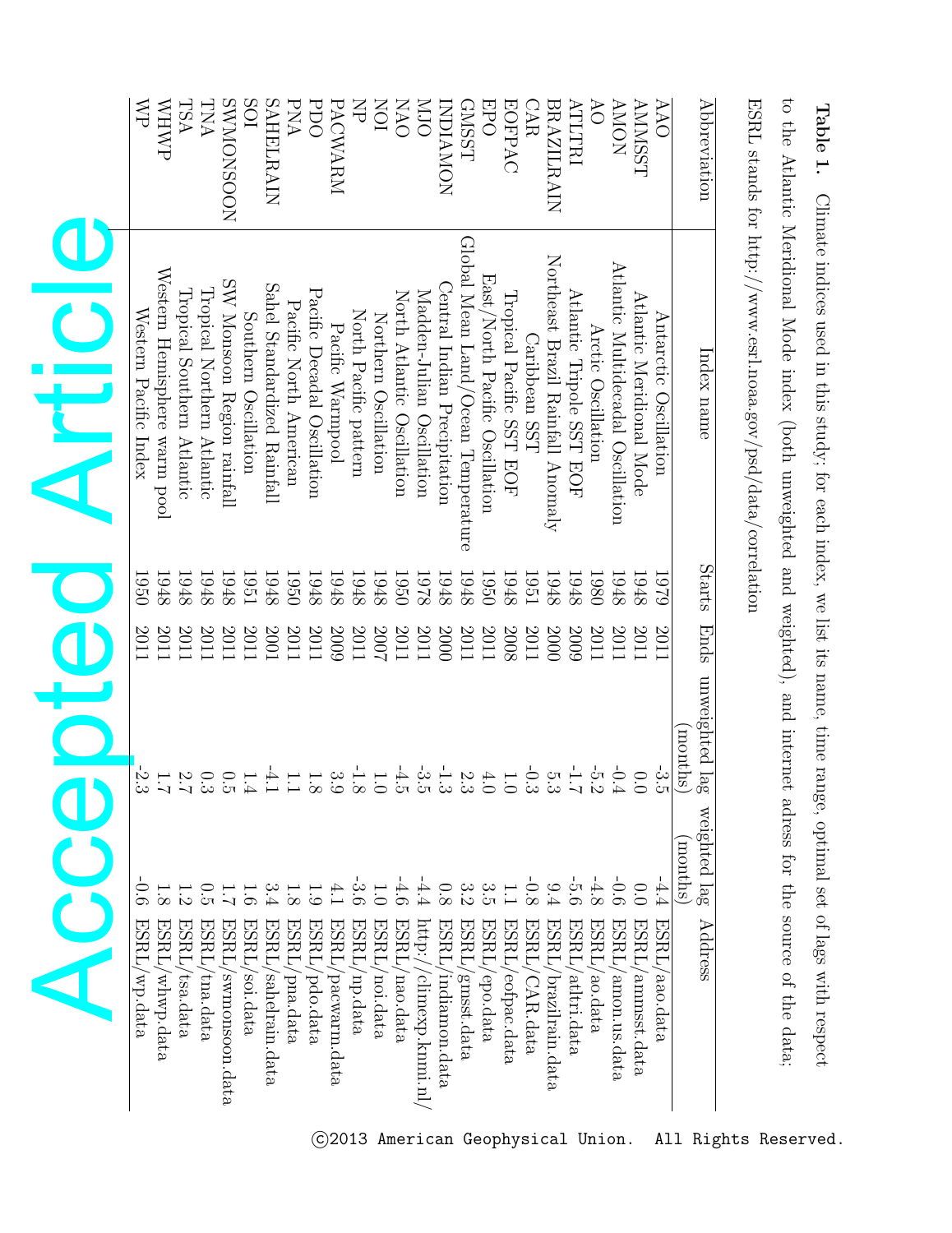**Table 1.** Climate indices used in this study; for each index, we list its name, time range, optimal set of lags with respect to the Atlantic Meridional Mode index (both unweighted and weighted), and internet adress for the source of the data; ESRL stands for http://www.esrl.noaa.gov/psd/data/correlation

| Abbreviation | Index name | Starts | Ends | unweighted lag (months) | weighted lag (months) | Address |
|---|---|---|---|---|---|---|
| AAO | Antarctic Oscillation | 1979 | 2011 | -3.5 | -4.4 | ESRL/aao.data |
| AMMSST | Atlantic Meridional Mode | 1948 | 2011 | 0.0 | 0.0 | ESRL/ammsst.data |
| AMON | Atlantic Multidecadal Oscillation | 1948 | 2011 | -0.4 | -0.6 | ESRL/amon.us.data |
| AO | Arctic Oscillation | 1980 | 2011 | -5.2 | -4.8 | ESRL/ao.data |
| ATLTRI | Atlantic Tripole SST EOF | 1948 | 2009 | -1.7 | -5.6 | ESRL/atltri.data |
| BRAZILRAIN | Northeast Brazil Rainfall Anomaly | 1948 | 2000 | 5.3 | 9.4 | ESRL/brazilrain.data |
| CAR | Caribbean SST | 1951 | 2011 | -0.3 | -0.8 | ESRL/CAR.data |
| EOFPAC | Tropical Pacific SST EOF | 1948 | 2008 | 1.0 | 1.1 | ESRL/eofpac.data |
| EPO | East/North Pacific Oscillation | 1950 | 2011 | 4.0 | 3.5 | ESRL/epo.data |
| GMSST | Global Mean Land/Ocean Temperature | 1948 | 2011 | 2.3 | 3.2 | ESRL/gmsst.data |
| INDIAMON | Central Indian Precipitation | 1948 | 2000 | -1.3 | 0.8 | ESRL/indiamon.data |
| MJO | Madden-Julian Oscillation | 1978 | 2011 | -3.5 | -4.4 | http://climexp.knmi.nl/ |
| NAO | North Atlantic Oscillation | 1950 | 2011 | -4.5 | -4.6 | ESRL/nao.data |
| NOI | Northern Oscillation | 1948 | 2007 | 1.0 | 1.0 | ESRL/noi.data |
| NP | North Pacific pattern | 1948 | 2011 | -1.8 | -3.6 | ESRL/np.data |
| PACWARM | Pacific Warmpool | 1948 | 2009 | 3.9 | 4.1 | ESRL/pacwarm.data |
| PDO | Pacific Decadal Oscillation | 1948 | 2011 | 1.8 | 1.9 | ESRL/pdo.data |
| PNA | Pacific North American | 1950 | 2011 | 1.1 | 1.8 | ESRL/pna.data |
| SAHELRAIN | Sahel Standardized Rainfall | 1948 | 2001 | -4.1 | 3.4 | ESRL/sahelrain.data |
| SOI | Southern Oscillation | 1951 | 2011 | 1.4 | 1.6 | ESRL/soi.data |
| SWMONSOON | SW Monsoon Region rainfall | 1948 | 2011 | 0.5 | 1.7 | ESRL/swmonsoon.data |
| TNA | Tropical Northern Atlantic | 1948 | 2011 | 0.3 | 0.5 | ESRL/tna.data |
| TSA | Tropical Southern Atlantic | 1948 | 2011 | 2.7 | 1.2 | ESRL/tsa.data |
| WHWP | Western Hemisphere warm pool | 1948 | 2011 | 1.7 | 1.8 | ESRL/whwp.data |
| WP | Western Pacific Index | 1950 | 2011 | -2.3 | -0.6 | ESRL/wp.data |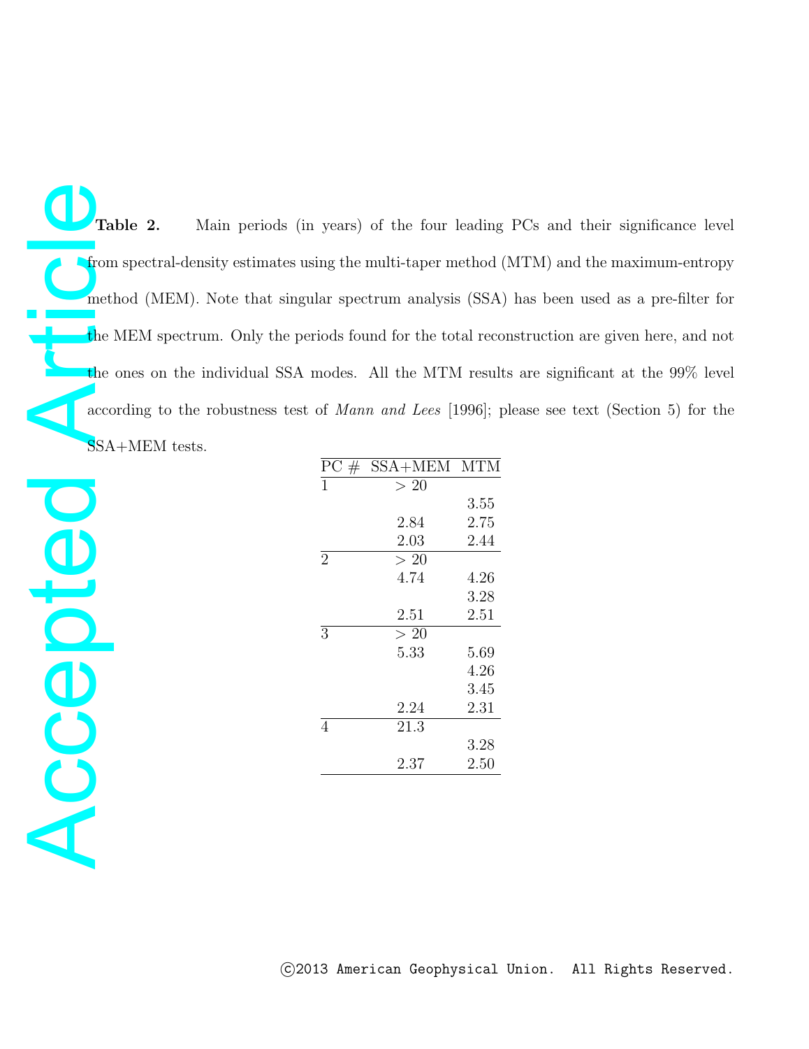**Table 2.** Main periods (in years) of the four leading PCs and their significance level from spectral-density estimates using the multi-taper method (MTM) and the maximum-entropy method (MEM). Note that singular spectrum analysis (SSA) has been used as a pre-filter for the MEM spectrum. Only the periods found for the total reconstruction are given here, and not the ones on the individual SSA modes. All the MTM results are significant at the 99% level according to the robustness test of *Mann and Lees* [1996]; please see text (Section 5) for the SSA+MEM tests.

| PC # | SSA+MEM | MTM |
|---|---|---|
| 1 | $> 20$ | |
| | | 3.55 |
| | 2.84 | 2.75 |
| | 2.03 | 2.44 |
| 2 | $> 20$ | |
| | 4.74 | 4.26 |
| | | 3.28 |
| | 2.51 | 2.51 |
| 3 | $> 20$ | |
| | 5.33 | 5.69 |
| | | 4.26 |
| | | 3.45 |
| | 2.24 | 2.31 |
| 4 | 21.3 | |
| | | 3.28 |
| | 2.37 | 2.50 |